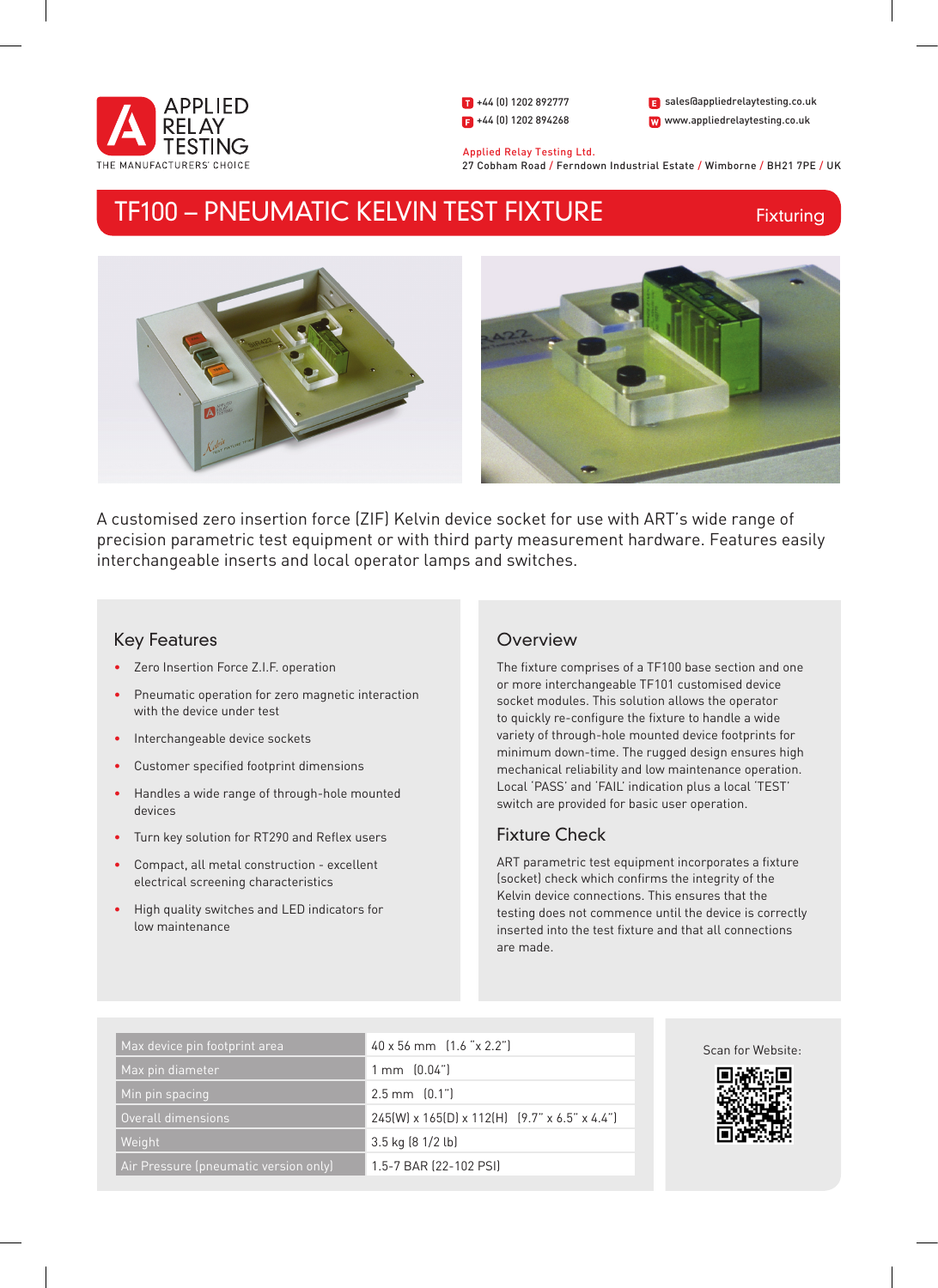APPLIED RELAY TESTING
THE MANUFACTURERS' CHOICE

T +44 (0) 1202 892777
F +44 (0) 1202 894268
E sales@appliedrelaytesting.co.uk
W www.appliedrelaytesting.co.uk

Applied Relay Testing Ltd.
27 Cobham Road / Ferndown Industrial Estate / Wimborne / BH21 7PE / UK

# TF100 – PNEUMATIC KELVIN TEST FIXTURE

Fixturing

A customised zero insertion force (ZIF) Kelvin device socket for use with ART's wide range of precision parametric test equipment or with third party measurement hardware. Features easily interchangeable inserts and local operator lamps and switches.

## Key Features

- Zero Insertion Force Z.I.F. operation
- Pneumatic operation for zero magnetic interaction with the device under test
- Interchangeable device sockets
- Customer specified footprint dimensions
- Handles a wide range of through-hole mounted devices
- Turn key solution for RT290 and Reflex users
- Compact, all metal construction - excellent electrical screening characteristics
- High quality switches and LED indicators for low maintenance

## Overview

The fixture comprises of a TF100 base section and one or more interchangeable TF101 customised device socket modules. This solution allows the operator to quickly re-configure the fixture to handle a wide variety of through-hole mounted device footprints for minimum down-time. The rugged design ensures high mechanical reliability and low maintenance operation. Local 'PASS' and 'FAIL' indication plus a local 'TEST' switch are provided for basic user operation.

## Fixture Check

ART parametric test equipment incorporates a fixture (socket) check which confirms the integrity of the Kelvin device connections. This ensures that the testing does not commence until the device is correctly inserted into the test fixture and that all connections are made.

| | |
|---|---|
| Max device pin footprint area | 40 x 56 mm (1.6 "x 2.2") |
| Max pin diameter | 1 mm (0.04") |
| Min pin spacing | 2.5 mm (0.1") |
| Overall dimensions | 245(W) x 165(D) x 112(H) (9.7" x 6.5" x 4.4") |
| Weight | 3.5 kg (8 1/2 lb) |
| Air Pressure (pneumatic version only) | 1.5-7 BAR (22-102 PSI) |

Scan for Website: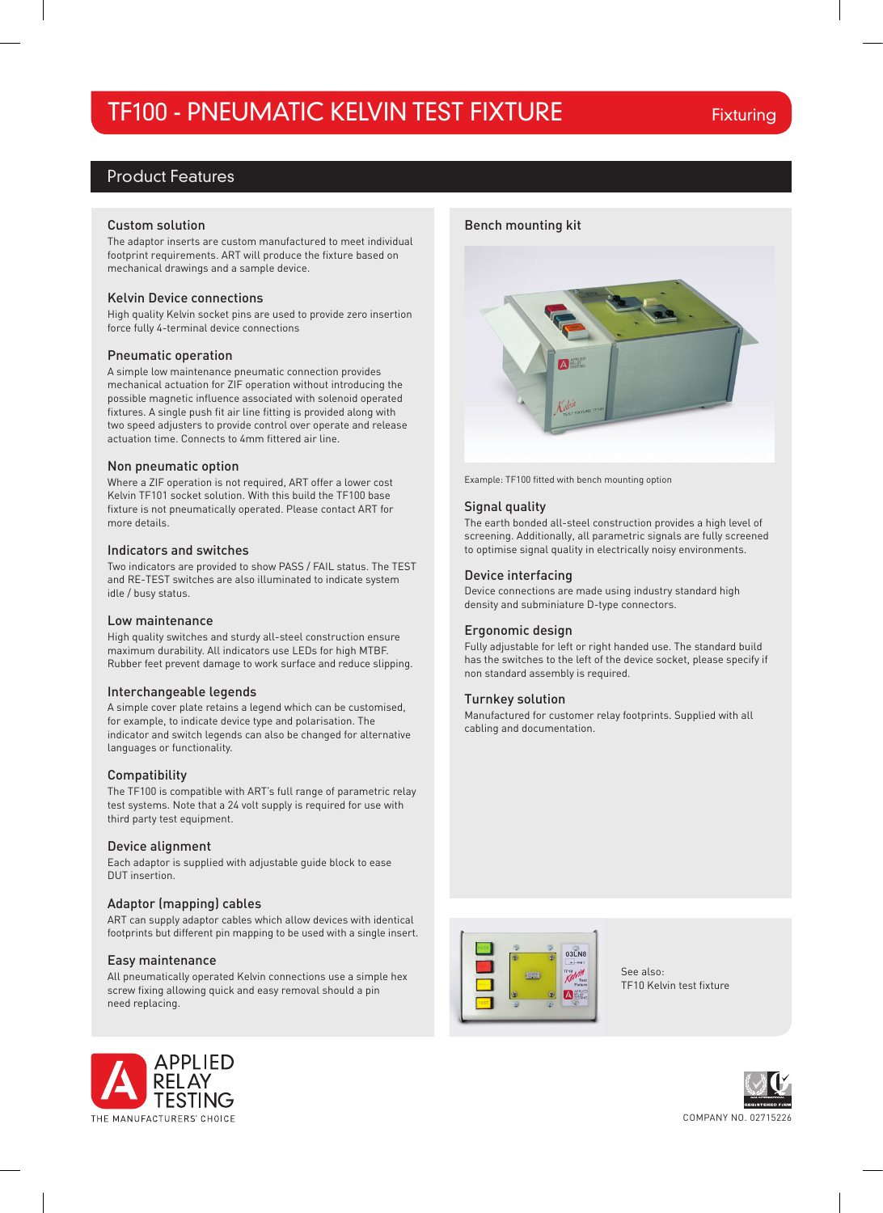# TF100 - PNEUMATIC KELVIN TEST FIXTURE

Fixturing

## Product Features

### Custom solution

The adaptor inserts are custom manufactured to meet individual footprint requirements. ART will produce the fixture based on mechanical drawings and a sample device.

### Kelvin Device connections

High quality Kelvin socket pins are used to provide zero insertion force fully 4-terminal device connections

### Pneumatic operation

A simple low maintenance pneumatic connection provides mechanical actuation for ZIF operation without introducing the possible magnetic influence associated with solenoid operated fixtures. A single push fit air line fitting is provided along with two speed adjusters to provide control over operate and release actuation time. Connects to 4mm fittered air line.

### Non pneumatic option

Where a ZIF operation is not required, ART offer a lower cost Kelvin TF101 socket solution. With this build the TF100 base fixture is not pneumatically operated. Please contact ART for more details.

### Indicators and switches

Two indicators are provided to show PASS / FAIL status. The TEST and RE-TEST switches are also illuminated to indicate system idle / busy status.

### Low maintenance

High quality switches and sturdy all-steel construction ensure maximum durability. All indicators use LEDs for high MTBF. Rubber feet prevent damage to work surface and reduce slipping.

### Interchangeable legends

A simple cover plate retains a legend which can be customised, for example, to indicate device type and polarisation. The indicator and switch legends can also be changed for alternative languages or functionality.

### Compatibility

The TF100 is compatible with ART's full range of parametric relay test systems. Note that a 24 volt supply is required for use with third party test equipment.

### Device alignment

Each adaptor is supplied with adjustable guide block to ease DUT insertion.

### Adaptor (mapping) cables

ART can supply adaptor cables which allow devices with identical footprints but different pin mapping to be used with a single insert.

### Easy maintenance

All pneumatically operated Kelvin connections use a simple hex screw fixing allowing quick and easy removal should a pin need replacing.

### Bench mounting kit

Example: TF100 fitted with bench mounting option

### Signal quality

The earth bonded all-steel construction provides a high level of screening. Additionally, all parametric signals are fully screened to optimise signal quality in electrically noisy environments.

### Device interfacing

Device connections are made using industry standard high density and subminiature D-type connectors.

### Ergonomic design

Fully adjustable for left or right handed use. The standard build has the switches to the left of the device socket, please specify if non standard assembly is required.

### Turnkey solution

Manufactured for customer relay footprints. Supplied with all cabling and documentation.

See also:
TF10 Kelvin test fixture

APPLIED RELAY TESTING
THE MANUFACTURERS' CHOICE

COMPANY NO. 02715226